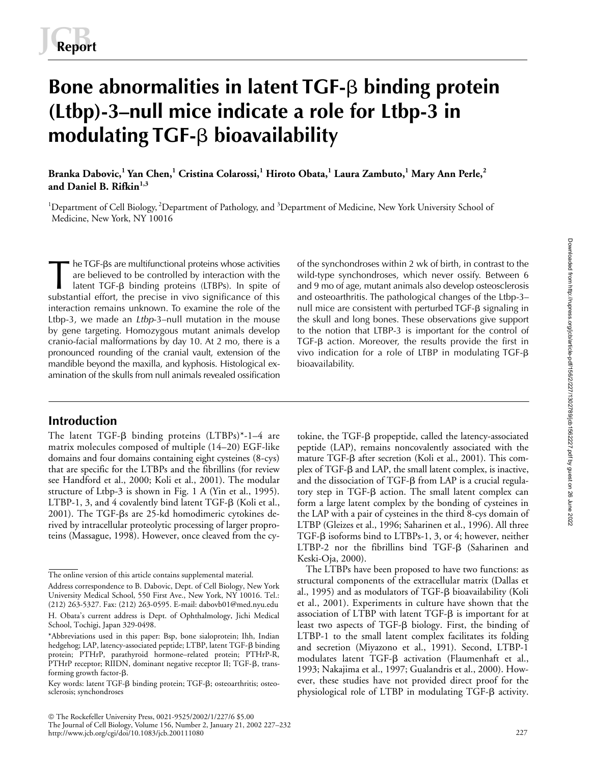Report

# Bone abnormalities in latent TGF-β binding protein (Ltbp)-3–null mice indicate a role for Ltbp-3 in modulating TGF-β bioavailability

**Branka Dabovic,[1] Yan Chen,[1] Cristina Colarossi,[1] Hiroto Obata,[1] Laura Zambuto,[1] Mary Ann Perle,[2] and Daniel B. Rifkin[1,3]**

[1]Department of Cell Biology, [2]Department of Pathology, and [3]Department of Medicine, New York University School of Medicine, New York, NY 10016

The TGF-βs are multifunctional proteins whose activities are believed to be controlled by interaction with the latent TGF-β binding proteins (LTBPs). In spite of substantial effort, the precise in vivo significance of this interaction remains unknown. To examine the role of the Ltbp-3, we made an *Ltbp*-3–null mutation in the mouse by gene targeting. Homozygous mutant animals develop cranio-facial malformations by day 10. At 2 mo, there is a pronounced rounding of the cranial vault, extension of the mandible beyond the maxilla, and kyphosis. Histological examination of the skulls from null animals revealed ossification of the synchondroses within 2 wk of birth, in contrast to the wild-type synchondroses, which never ossify. Between 6 and 9 mo of age, mutant animals also develop osteosclerosis and osteoarthritis. The pathological changes of the Ltbp-3–null mice are consistent with perturbed TGF-β signaling in the skull and long bones. These observations give support to the notion that LTBP-3 is important for the control of TGF-β action. Moreover, the results provide the first in vivo indication for a role of LTBP in modulating TGF-β bioavailability.

## Introduction

The latent TGF-β binding proteins (LTBPs)*-1–4 are matrix molecules composed of multiple (14–20) EGF-like domains and four domains containing eight cysteines (8-cys) that are specific for the LTBPs and the fibrillins (for review see Handford et al., 2000; Koli et al., 2001). The modular structure of Ltbp-3 is shown in Fig. 1 A (Yin et al., 1995). LTBP-1, 3, and 4 covalently bind latent TGF-β (Koli et al., 2001). The TGF-βs are 25-kd homodimeric cytokines derived by intracellular proteolytic processing of larger proproteins (Massague, 1998). However, once cleaved from the cytokine, the TGF-β propeptide, called the latency-associated peptide (LAP), remains noncovalently associated with the mature TGF-β after secretion (Koli et al., 2001). This complex of TGF-β and LAP, the small latent complex, is inactive, and the dissociation of TGF-β from LAP is a crucial regulatory step in TGF-β action. The small latent complex can form a large latent complex by the bonding of cysteines in the LAP with a pair of cysteines in the third 8-cys domain of LTBP (Gleizes et al., 1996; Saharinen et al., 1996). All three TGF-β isoforms bind to LTBPs-1, 3, or 4; however, neither LTBP-2 nor the fibrillins bind TGF-β (Saharinen and Keski-Oja, 2000).

The LTBPs have been proposed to have two functions: as structural components of the extracellular matrix (Dallas et al., 1995) and as modulators of TGF-β bioavailability (Koli et al., 2001). Experiments in culture have shown that the association of LTBP with latent TGF-β is important for at least two aspects of TGF-β biology. First, the binding of LTBP-1 to the small latent complex facilitates its folding and secretion (Miyazono et al., 1991). Second, LTBP-1 modulates latent TGF-β activation (Flaumenhaft et al., 1993; Nakajima et al., 1997; Gualandris et al., 2000). However, these studies have not provided direct proof for the physiological role of LTBP in modulating TGF-β activity.

---

The online version of this article contains supplemental material.

Address correspondence to B. Dabovic, Dept. of Cell Biology, New York University Medical School, 550 First Ave., New York, NY 10016. Tel.: (212) 263-5327. Fax: (212) 263-0595. E-mail: dabovb01@med.nyu.edu

H. Obata's current address is Dept. of Ophthalmology, Jichi Medical School, Tochigi, Japan 329-0498.

*Abbreviations used in this paper: Bsp, bone sialoprotein; Ihh, Indian hedgehog; LAP, latency-associated peptide; LTBP, latent TGF-β binding protein; PTHrP, parathyroid hormone–related protein; PTHrP-R, PTHrP receptor; RIIDN, dominant negative receptor II; TGF-β, transforming growth factor-β.

Key words: latent TGF-β binding protein; TGF-β; osteoarthritis; osteosclerosis; synchondroses

© The Rockefeller University Press, 0021-9525/2002/1/227/6 $5.00
http://www.jcb.org/cgi/doi/10.1083/jcb.200111080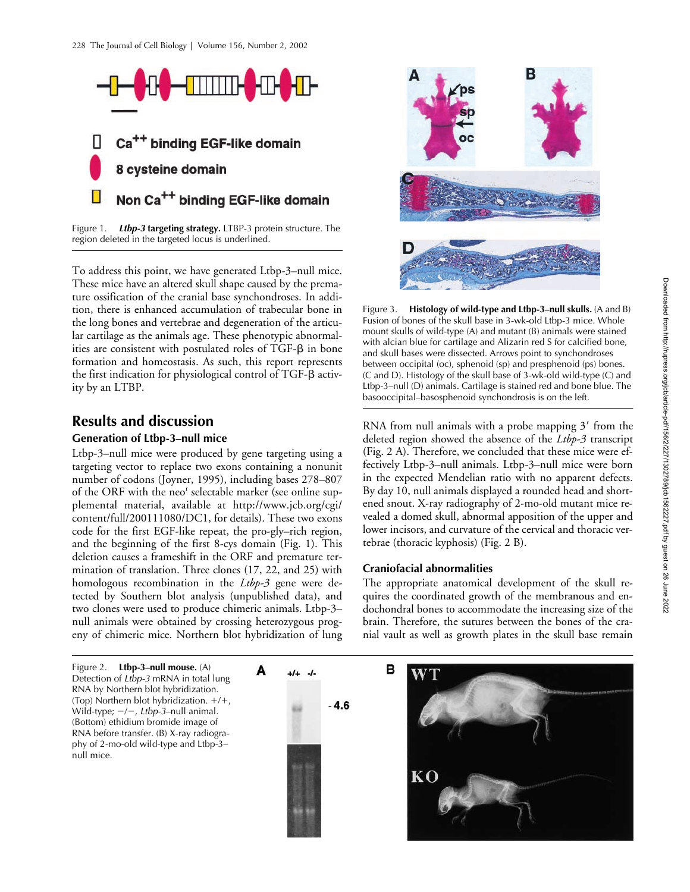Figure 1. ***Ltbp-3* targeting strategy.** LTBP-3 protein structure. The region deleted in the targeted locus is underlined.

To address this point, we have generated Ltbp-3–null mice. These mice have an altered skull shape caused by the premature ossification of the cranial base synchondroses. In addition, there is enhanced accumulation of trabecular bone in the long bones and vertebrae and degeneration of the articular cartilage as the animals age. These phenotypic abnormalities are consistent with postulated roles of TGF-β in bone formation and homeostasis. As such, this report represents the first indication for physiological control of TGF-β activity by an LTBP.

## Results and discussion

### Generation of Ltbp-3–null mice

Ltbp-3–null mice were produced by gene targeting using a targeting vector to replace two exons containing a nonunit number of codons (Joyner, 1995), including bases 278–807 of the ORF with the neo$^r$ selectable marker (see online supplemental material, available at http://www.jcb.org/cgi/content/full/200111080/DC1, for details). These two exons code for the first EGF-like repeat, the pro-gly–rich region, and the beginning of the first 8-cys domain (Fig. 1). This deletion causes a frameshift in the ORF and premature termination of translation. Three clones (17, 22, and 25) with homologous recombination in the *Ltbp-3* gene were detected by Southern blot analysis (unpublished data), and two clones were used to produce chimeric animals. Ltbp-3–null animals were obtained by crossing heterozygous progeny of chimeric mice. Northern blot hybridization of lung RNA from null animals with a probe mapping 3′ from the deleted region showed the absence of the *Ltbp-3* transcript (Fig. 2 A). Therefore, we concluded that these mice were effectively Ltbp-3–null animals. Ltbp-3–null mice were born in the expected Mendelian ratio with no apparent defects. By day 10, null animals displayed a rounded head and shortened snout. X-ray radiography of 2-mo-old mutant mice revealed a domed skull, abnormal apposition of the upper and lower incisors, and curvature of the cervical and thoracic vertebrae (thoracic kyphosis) (Fig. 2 B).

Figure 3. **Histology of wild-type and Ltbp-3–null skulls.** (A and B) Fusion of bones of the skull base in 3-wk-old Ltbp-3 mice. Whole mount skulls of wild-type (A) and mutant (B) animals were stained with alcian blue for cartilage and Alizarin red S for calcified bone, and skull bases were dissected. Arrows point to synchondroses between occipital (oc), sphenoid (sp) and presphenoid (ps) bones. (C and D). Histology of the skull base of 3-wk-old wild-type (C) and Ltbp-3–null (D) animals. Cartilage is stained red and bone blue. The basooccipital–basosphenoid synchondrosis is on the left.

### Craniofacial abnormalities

The appropriate anatomical development of the skull requires the coordinated growth of the membranous and endochondral bones to accommodate the increasing size of the brain. Therefore, the sutures between the bones of the cranial vault as well as growth plates in the skull base remain

Figure 2. **Ltbp-3–null mouse.** (A) Detection of *Ltbp-3* mRNA in total lung RNA by Northern blot hybridization. (Top) Northern blot hybridization. +/+, Wild-type; −/−, *Ltbp-3*–null animal. (Bottom) ethidium bromide image of RNA before transfer. (B) X-ray radiography of 2-mo-old wild-type and Ltbp-3–null mice.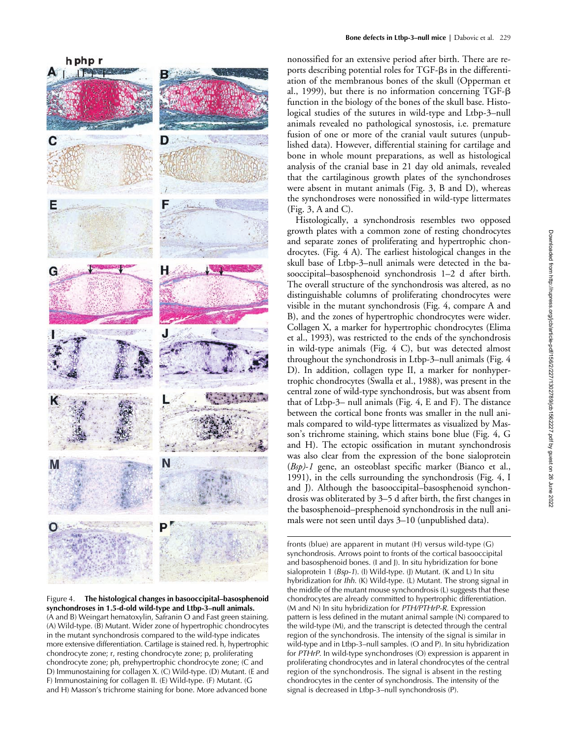nonossified for an extensive period after birth. There are reports describing potential roles for TGF-βs in the differentiation of the membranous bones of the skull (Opperman et al., 1999), but there is no information concerning TGF-β function in the biology of the bones of the skull base. Histological studies of the sutures in wild-type and Ltbp-3–null animals revealed no pathological synostosis, i.e. premature fusion of one or more of the cranial vault sutures (unpublished data). However, differential staining for cartilage and bone in whole mount preparations, as well as histological analysis of the cranial base in 21 day old animals, revealed that the cartilaginous growth plates of the synchondroses were absent in mutant animals (Fig. 3, B and D), whereas the synchondroses were nonossified in wild-type littermates (Fig. 3, A and C).

Histologically, a synchondrosis resembles two opposed growth plates with a common zone of resting chondrocytes and separate zones of proliferating and hypertrophic chondrocytes. (Fig. 4 A). The earliest histological changes in the skull base of Ltbp-3–null animals were detected in the basooccipital–basosphenoid synchondrosis 1–2 d after birth. The overall structure of the synchondrosis was altered, as no distinguishable columns of proliferating chondrocytes were visible in the mutant synchondrosis (Fig. 4, compare A and B), and the zones of hypertrophic chondrocytes were wider. Collagen X, a marker for hypertrophic chondrocytes (Elima et al., 1993), was restricted to the ends of the synchondrosis in wild-type animals (Fig. 4 C), but was detected almost throughout the synchondrosis in Ltbp-3–null animals (Fig. 4 D). In addition, collagen type II, a marker for nonhypertrophic chondrocytes (Swalla et al., 1988), was present in the central zone of wild-type synchondrosis, but was absent from that of Ltbp-3– null animals (Fig. 4, E and F). The distance between the cortical bone fronts was smaller in the null animals compared to wild-type littermates as visualized by Masson's trichrome staining, which stains bone blue (Fig. 4, G and H). The ectopic ossification in mutant synchondrosis was also clear from the expression of the bone sialoprotein (*Bsp)-1* gene, an osteoblast specific marker (Bianco et al., 1991), in the cells surrounding the synchondrosis (Fig. 4, I and J). Although the basooccipital–basosphenoid synchondrosis was obliterated by 3–5 d after birth, the first changes in the basosphenoid–presphenoid synchondrosis in the null animals were not seen until days 3–10 (unpublished data).

**Figure 4. The histological changes in basooccipital–basosphenoid synchondroses in 1.5-d-old wild-type and Ltbp-3–null animals.** (A and B) Weingart hematoxylin, Safranin O and Fast green staining. (A) Wild-type. (B) Mutant. Wider zone of hypertrophic chondrocytes in the mutant synchondrosis compared to the wild-type indicates more extensive differentiation. Cartilage is stained red. h, hypertrophic chondrocyte zone; r, resting chondrocyte zone; p, proliferating chondrocyte zone; ph, prehypertrophic chondrocyte zone; (C and D) Immunostaining for collagen X. (C) Wild-type. (D) Mutant. (E and F) Immunostaining for collagen II. (E) Wild-type. (F) Mutant. (G and H) Masson's trichrome staining for bone. More advanced bone fronts (blue) are apparent in mutant (H) versus wild-type (G) synchondrosis. Arrows point to fronts of the cortical basooccipital and basosphenoid bones. (I and J). In situ hybridization for bone sialoprotein 1 (*Bsp-1*). (I) Wild-type. (J) Mutant. (K and L) In situ hybridization for *Ihh*. (K) Wild-type. (L) Mutant. The strong signal in the middle of the mutant mouse synchondrosis (L) suggests that these chondrocytes are already committed to hypertrophic differentiation. (M and N) In situ hybridization for *PTH/PTHrP-R*. Expression pattern is less defined in the mutant animal sample (N) compared to the wild-type (M), and the transcript is detected through the central region of the synchondrosis. The intensity of the signal is similar in wild-type and in Ltbp-3–null samples. (O and P). In situ hybridization for *PTHrP*. In wild-type synchondroses (O) expression is apparent in proliferating chondrocytes and in lateral chondrocytes of the central region of the synchondrosis. The signal is absent in the resting chondrocytes in the center of synchondrosis. The intensity of the signal is decreased in Ltbp-3–null synchondrosis (P).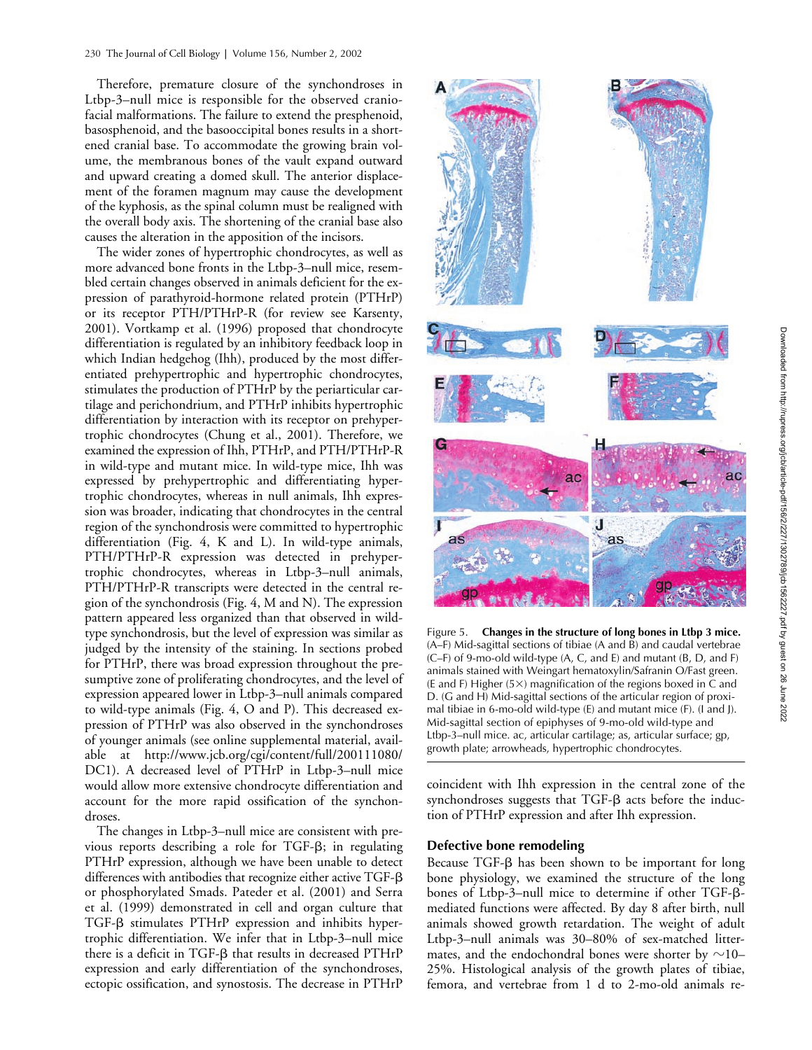Therefore, premature closure of the synchondroses in Ltbp-3–null mice is responsible for the observed craniofacial malformations. The failure to extend the presphenoid, basosphenoid, and the basooccipital bones results in a shortened cranial base. To accommodate the growing brain volume, the membranous bones of the vault expand outward and upward creating a domed skull. The anterior displacement of the foramen magnum may cause the development of the kyphosis, as the spinal column must be realigned with the overall body axis. The shortening of the cranial base also causes the alteration in the apposition of the incisors.

The wider zones of hypertrophic chondrocytes, as well as more advanced bone fronts in the Ltbp-3–null mice, resembled certain changes observed in animals deficient for the expression of parathyroid-hormone related protein (PTHrP) or its receptor PTH/PTHrP-R (for review see Karsenty, 2001). Vortkamp et al. (1996) proposed that chondrocyte differentiation is regulated by an inhibitory feedback loop in which Indian hedgehog (Ihh), produced by the most differentiated prehypertrophic and hypertrophic chondrocytes, stimulates the production of PTHrP by the periarticular cartilage and perichondrium, and PTHrP inhibits hypertrophic differentiation by interaction with its receptor on prehypertrophic chondrocytes (Chung et al., 2001). Therefore, we examined the expression of Ihh, PTHrP, and PTH/PTHrP-R in wild-type and mutant mice. In wild-type mice, Ihh was expressed by prehypertrophic and differentiating hypertrophic chondrocytes, whereas in null animals, Ihh expression was broader, indicating that chondrocytes in the central region of the synchondrosis were committed to hypertrophic differentiation (Fig. 4, K and L). In wild-type animals, PTH/PTHrP-R expression was detected in prehypertrophic chondrocytes, whereas in Ltbp-3–null animals, PTH/PTHrP-R transcripts were detected in the central region of the synchondrosis (Fig. 4, M and N). The expression pattern appeared less organized than that observed in wild-type synchondrosis, but the level of expression was similar as judged by the intensity of the staining. In sections probed for PTHrP, there was broad expression throughout the presumptive zone of proliferating chondrocytes, and the level of expression appeared lower in Ltbp-3–null animals compared to wild-type animals (Fig. 4, O and P). This decreased expression of PTHrP was also observed in the synchondroses of younger animals (see online supplemental material, available at http://www.jcb.org/cgi/content/full/200111080/DC1). A decreased level of PTHrP in Ltbp-3–null mice would allow more extensive chondrocyte differentiation and account for the more rapid ossification of the synchondroses.

The changes in Ltbp-3–null mice are consistent with previous reports describing a role for TGF-β; in regulating PTHrP expression, although we have been unable to detect differences with antibodies that recognize either active TGF-β or phosphorylated Smads. Pateder et al. (2001) and Serra et al. (1999) demonstrated in cell and organ culture that TGF-β stimulates PTHrP expression and inhibits hypertrophic differentiation. We infer that in Ltbp-3–null mice there is a deficit in TGF-β that results in decreased PTHrP expression and early differentiation of the synchondroses, ectopic ossification, and synostosis. The decrease in PTHrP coincident with Ihh expression in the central zone of the synchondroses suggests that TGF-β acts before the induction of PTHrP expression and after Ihh expression.

Figure 5. **Changes in the structure of long bones in Ltbp 3 mice.** (A–F) Mid-sagittal sections of tibiae (A and B) and caudal vertebrae (C–F) of 9-mo-old wild-type (A, C, and E) and mutant (B, D, and F) animals stained with Weingart hematoxylin/Safranin O/Fast green. (E and F) Higher (5×) magnification of the regions boxed in C and D. (G and H) Mid-sagittal sections of the articular region of proximal tibiae in 6-mo-old wild-type (E) and mutant mice (F). (I and J). Mid-sagittal section of epiphyses of 9-mo-old wild-type and Ltbp-3–null mice. ac, articular cartilage; as, articular surface; gp, growth plate; arrowheads, hypertrophic chondrocytes.

### Defective bone remodeling

Because TGF-β has been shown to be important for long bone physiology, we examined the structure of the long bones of Ltbp-3–null mice to determine if other TGF-β-mediated functions were affected. By day 8 after birth, null animals showed growth retardation. The weight of adult Ltbp-3–null animals was 30–80% of sex-matched littermates, and the endochondral bones were shorter by ~10–25%. Histological analysis of the growth plates of tibiae, femora, and vertebrae from 1 d to 2-mo-old animals re-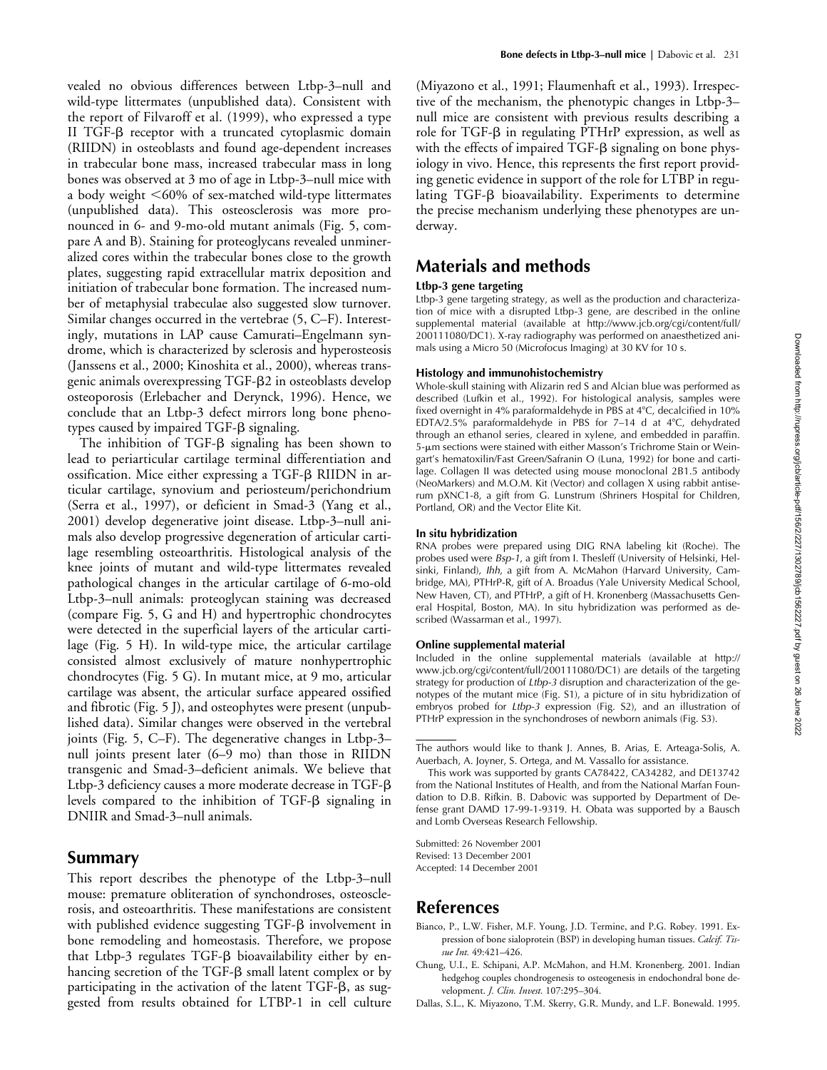vealed no obvious differences between Ltbp-3–null and wild-type littermates (unpublished data). Consistent with the report of Filvaroff et al. (1999), who expressed a type II TGF-β receptor with a truncated cytoplasmic domain (RIIDN) in osteoblasts and found age-dependent increases in trabecular bone mass, increased trabecular mass in long bones was observed at 3 mo of age in Ltbp-3–null mice with a body weight <60% of sex-matched wild-type littermates (unpublished data). This osteosclerosis was more pronounced in 6- and 9-mo-old mutant animals (Fig. 5, compare A and B). Staining for proteoglycans revealed unmineralized cores within the trabecular bones close to the growth plates, suggesting rapid extracellular matrix deposition and initiation of trabecular bone formation. The increased number of metaphysial trabeculae also suggested slow turnover. Similar changes occurred in the vertebrae (5, C–F). Interestingly, mutations in LAP cause Camurati–Engelmann syndrome, which is characterized by sclerosis and hyperosteosis (Janssens et al., 2000; Kinoshita et al., 2000), whereas transgenic animals overexpressing TGF-β2 in osteoblasts develop osteoporosis (Erlebacher and Derynck, 1996). Hence, we conclude that an Ltbp-3 defect mirrors long bone phenotypes caused by impaired TGF-β signaling.

The inhibition of TGF-β signaling has been shown to lead to periarticular cartilage terminal differentiation and ossification. Mice either expressing a TGF-β RIIDN in articular cartilage, synovium and periosteum/perichondrium (Serra et al., 1997), or deficient in Smad-3 (Yang et al., 2001) develop degenerative joint disease. Ltbp-3–null animals also develop progressive degeneration of articular cartilage resembling osteoarthritis. Histological analysis of the knee joints of mutant and wild-type littermates revealed pathological changes in the articular cartilage of 6-mo-old Ltbp-3–null animals: proteoglycan staining was decreased (compare Fig. 5, G and H) and hypertrophic chondrocytes were detected in the superficial layers of the articular cartilage (Fig. 5 H). In wild-type mice, the articular cartilage consisted almost exclusively of mature nonhypertrophic chondrocytes (Fig. 5 G). In mutant mice, at 9 mo, articular cartilage was absent, the articular surface appeared ossified and fibrotic (Fig. 5 J), and osteophytes were present (unpublished data). Similar changes were observed in the vertebral joints (Fig. 5, C–F). The degenerative changes in Ltbp-3–null joints present later (6–9 mo) than those in RIIDN transgenic and Smad-3–deficient animals. We believe that Ltbp-3 deficiency causes a more moderate decrease in TGF-β levels compared to the inhibition of TGF-β signaling in DNIIR and Smad-3–null animals.

## Summary

This report describes the phenotype of the Ltbp-3–null mouse: premature obliteration of synchondroses, osteosclerosis, and osteoarthritis. These manifestations are consistent with published evidence suggesting TGF-β involvement in bone remodeling and homeostasis. Therefore, we propose that Ltbp-3 regulates TGF-β bioavailability either by enhancing secretion of the TGF-β small latent complex or by participating in the activation of the latent TGF-β, as suggested from results obtained for LTBP-1 in cell culture (Miyazono et al., 1991; Flaumenhaft et al., 1993). Irrespective of the mechanism, the phenotypic changes in Ltbp-3–null mice are consistent with previous results describing a role for TGF-β in regulating PTHrP expression, as well as with the effects of impaired TGF-β signaling on bone physiology in vivo. Hence, this represents the first report providing genetic evidence in support of the role for LTBP in regulating TGF-β bioavailability. Experiments to determine the precise mechanism underlying these phenotypes are underway.

## Materials and methods

### Ltbp-3 gene targeting

Ltbp-3 gene targeting strategy, as well as the production and characterization of mice with a disrupted Ltbp-3 gene, are described in the online supplemental material (available at http://www.jcb.org/cgi/content/full/200111080/DC1). X-ray radiography was performed on anaesthetized animals using a Micro 50 (Microfocus Imaging) at 30 KV for 10 s.

### Histology and immunohistochemistry

Whole-skull staining with Alizarin red S and Alcian blue was performed as described (Lufkin et al., 1992). For histological analysis, samples were fixed overnight in 4% paraformaldehyde in PBS at 4°C, decalcified in 10% EDTA/2.5% paraformaldehyde in PBS for 7–14 d at 4°C, dehydrated through an ethanol series, cleared in xylene, and embedded in paraffin. 5-μm sections were stained with either Masson's Trichrome Stain or Weingart's hematoxilin/Fast Green/Safranin O (Luna, 1992) for bone and cartilage. Collagen II was detected using mouse monoclonal 2B1.5 antibody (NeoMarkers) and M.O.M. Kit (Vector) and collagen X using rabbit antiserum pXNC1-8, a gift from G. Lunstrum (Shriners Hospital for Children, Portland, OR) and the Vector Elite Kit.

### In situ hybridization

RNA probes were prepared using DIG RNA labeling kit (Roche). The probes used were *Bsp-1*, a gift from I. Thesleff (University of Helsinki, Helsinki, Finland), *Ihh*, a gift from A. McMahon (Harvard University, Cambridge, MA), PTHrP-R, gift of A. Broadus (Yale University Medical School, New Haven, CT), and PTHrP, a gift of H. Kronenberg (Massachusetts General Hospital, Boston, MA). In situ hybridization was performed as described (Wassarman et al., 1997).

### Online supplemental material

Included in the online supplemental materials (available at http://www.jcb.org/cgi/content/full/200111080/DC1) are details of the targeting strategy for production of *Ltbp-3* disruption and characterization of the genotypes of the mutant mice (Fig. S1), a picture of in situ hybridization of embryos probed for *Ltbp-3* expression (Fig. S2), and an illustration of PTHrP expression in the synchondroses of newborn animals (Fig. S3).

---

The authors would like to thank J. Annes, B. Arias, E. Arteaga-Solis, A. Auerbach, A. Joyner, S. Ortega, and M. Vassallo for assistance.

This work was supported by grants CA78422, CA34282, and DE13742 from the National Institutes of Health, and from the National Marfan Foundation to D.B. Rifkin. B. Dabovic was supported by Department of Defense grant DAMD 17-99-1-9319. H. Obata was supported by a Bausch and Lomb Overseas Research Fellowship.

Submitted: 26 November 2001
Revised: 13 December 2001
Accepted: 14 December 2001

## References

Bianco, P., L.W. Fisher, M.F. Young, J.D. Termine, and P.G. Robey. 1991. Expression of bone sialoprotein (BSP) in developing human tissues. *Calcif. Tissue Int.* 49:421–426.

Chung, U.I., E. Schipani, A.P. McMahon, and H.M. Kronenberg. 2001. Indian hedgehog couples chondrogenesis to osteogenesis in endochondral bone development. *J. Clin. Invest.* 107:295–304.

Dallas, S.L., K. Miyazono, T.M. Skerry, G.R. Mundy, and L.F. Bonewald. 1995.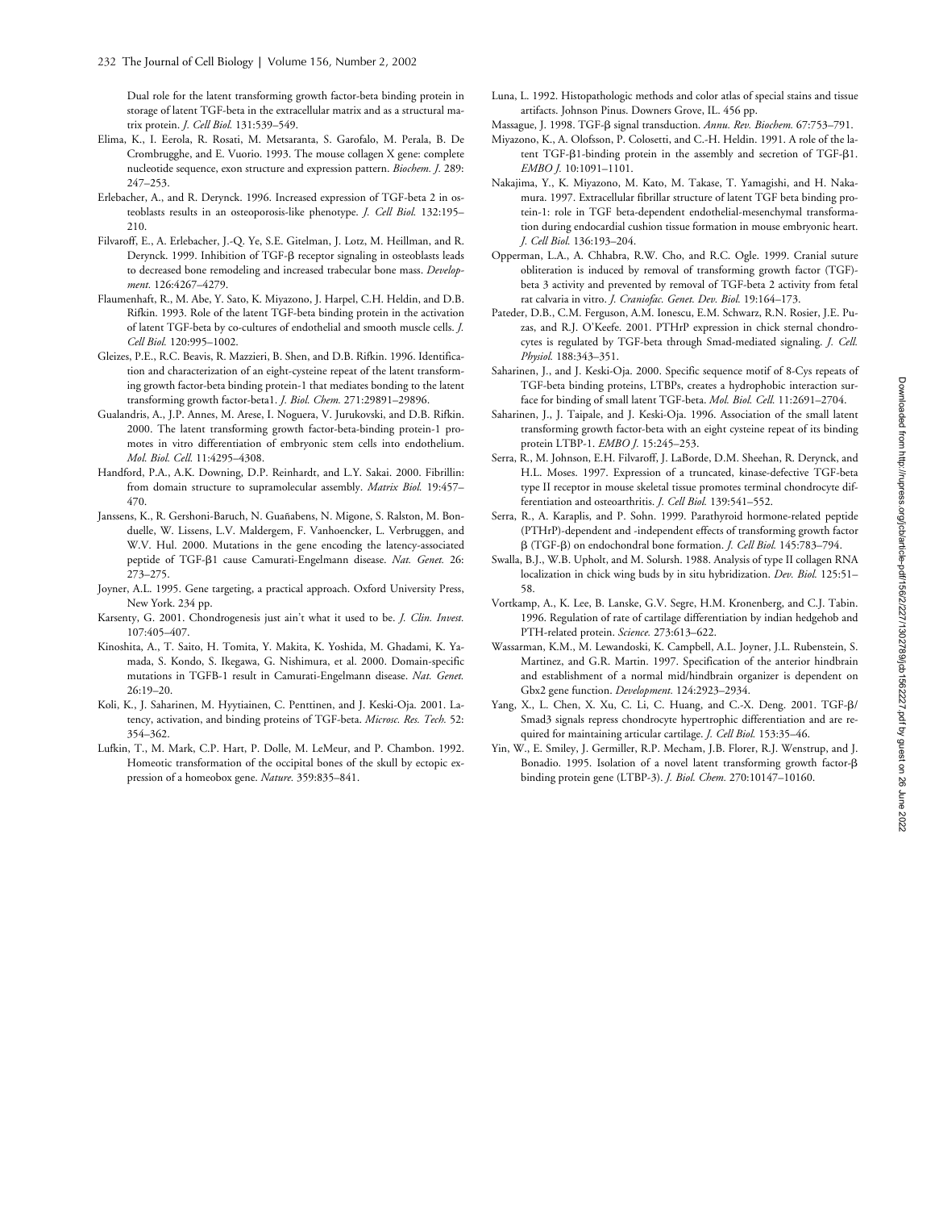Dual role for the latent transforming growth factor-beta binding protein in storage of latent TGF-beta in the extracellular matrix and as a structural matrix protein. *J. Cell Biol.* 131:539–549.

Elima, K., I. Eerola, R. Rosati, M. Metsaranta, S. Garofalo, M. Perala, B. De Crombrugghe, and E. Vuorio. 1993. The mouse collagen X gene: complete nucleotide sequence, exon structure and expression pattern. *Biochem. J.* 289: 247–253.

Erlebacher, A., and R. Derynck. 1996. Increased expression of TGF-beta 2 in osteoblasts results in an osteoporosis-like phenotype. *J. Cell Biol.* 132:195–210.

Filvaroff, E., A. Erlebacher, J.-Q. Ye, S.E. Gitelman, J. Lotz, M. Heillman, and R. Derynck. 1999. Inhibition of TGF-β receptor signaling in osteoblasts leads to decreased bone remodeling and increased trabecular bone mass. *Development.* 126:4267–4279.

Flaumenhaft, R., M. Abe, Y. Sato, K. Miyazono, J. Harpel, C.H. Heldin, and D.B. Rifkin. 1993. Role of the latent TGF-beta binding protein in the activation of latent TGF-beta by co-cultures of endothelial and smooth muscle cells. *J. Cell Biol.* 120:995–1002.

Gleizes, P.E., R.C. Beavis, R. Mazzieri, B. Shen, and D.B. Rifkin. 1996. Identification and characterization of an eight-cysteine repeat of the latent transforming growth factor-beta binding protein-1 that mediates bonding to the latent transforming growth factor-beta1. *J. Biol. Chem.* 271:29891–29896.

Gualandris, A., J.P. Annes, M. Arese, I. Noguera, V. Jurukovski, and D.B. Rifkin. 2000. The latent transforming growth factor-beta-binding protein-1 promotes in vitro differentiation of embryonic stem cells into endothelium. *Mol. Biol. Cell.* 11:4295–4308.

Handford, P.A., A.K. Downing, D.P. Reinhardt, and L.Y. Sakai. 2000. Fibrillin: from domain structure to supramolecular assembly. *Matrix Biol.* 19:457–470.

Janssens, K., R. Gershoni-Baruch, N. Guañabens, N. Migone, S. Ralston, M. Bonduelle, W. Lissens, L.V. Maldergem, F. Vanhoencker, L. Verbruggen, and W.V. Hul. 2000. Mutations in the gene encoding the latency-associated peptide of TGF-β1 cause Camurati-Engelmann disease. *Nat. Genet.* 26: 273–275.

Joyner, A.L. 1995. Gene targeting, a practical approach. Oxford University Press, New York. 234 pp.

Karsenty, G. 2001. Chondrogenesis just ain't what it used to be. *J. Clin. Invest.* 107:405–407.

Kinoshita, A., T. Saito, H. Tomita, Y. Makita, K. Yoshida, M. Ghadami, K. Yamada, S. Kondo, S. Ikegawa, G. Nishimura, et al. 2000. Domain-specific mutations in TGFB-1 result in Camurati-Engelmann disease. *Nat. Genet.* 26:19–20.

Koli, K., J. Saharinen, M. Hyytiainen, C. Penttinen, and J. Keski-Oja. 2001. Latency, activation, and binding proteins of TGF-beta. *Microsc. Res. Tech.* 52: 354–362.

Lufkin, T., M. Mark, C.P. Hart, P. Dolle, M. LeMeur, and P. Chambon. 1992. Homeotic transformation of the occipital bones of the skull by ectopic expression of a homeobox gene. *Nature.* 359:835–841.

Luna, L. 1992. Histopathologic methods and color atlas of special stains and tissue artifacts. Johnson Pinus. Downers Grove, IL. 456 pp.

Massague, J. 1998. TGF-β signal transduction. *Annu. Rev. Biochem.* 67:753–791.

Miyazono, K., A. Olofsson, P. Colosetti, and C.-H. Heldin. 1991. A role of the latent TGF-β1-binding protein in the assembly and secretion of TGF-β1. *EMBO J.* 10:1091–1101.

Nakajima, Y., K. Miyazono, M. Kato, M. Takase, T. Yamagishi, and H. Nakamura. 1997. Extracellular fibrillar structure of latent TGF beta binding protein-1: role in TGF beta-dependent endothelial-mesenchymal transformation during endocardial cushion tissue formation in mouse embryonic heart. *J. Cell Biol.* 136:193–204.

Opperman, L.A., A. Chhabra, R.W. Cho, and R.C. Ogle. 1999. Cranial suture obliteration is induced by removal of transforming growth factor (TGF)-beta 3 activity and prevented by removal of TGF-beta 2 activity from fetal rat calvaria in vitro. *J. Craniofac. Genet. Dev. Biol.* 19:164–173.

Pateder, D.B., C.M. Ferguson, A.M. Ionescu, E.M. Schwarz, R.N. Rosier, J.E. Puzas, and R.J. O'Keefe. 2001. PTHrP expression in chick sternal chondrocytes is regulated by TGF-beta through Smad-mediated signaling. *J. Cell. Physiol.* 188:343–351.

Saharinen, J., and J. Keski-Oja. 2000. Specific sequence motif of 8-Cys repeats of TGF-beta binding proteins, LTBPs, creates a hydrophobic interaction surface for binding of small latent TGF-beta. *Mol. Biol. Cell.* 11:2691–2704.

Saharinen, J., J. Taipale, and J. Keski-Oja. 1996. Association of the small latent transforming growth factor-beta with an eight cysteine repeat of its binding protein LTBP-1. *EMBO J.* 15:245–253.

Serra, R., M. Johnson, E.H. Filvaroff, J. LaBorde, D.M. Sheehan, R. Derynck, and H.L. Moses. 1997. Expression of a truncated, kinase-defective TGF-beta type II receptor in mouse skeletal tissue promotes terminal chondrocyte differentiation and osteoarthritis. *J. Cell Biol.* 139:541–552.

Serra, R., A. Karaplis, and P. Sohn. 1999. Parathyroid hormone-related peptide (PTHrP)-dependent and -independent effects of transforming growth factor β (TGF-β) on endochondral bone formation. *J. Cell Biol.* 145:783–794.

Swalla, B.J., W.B. Upholt, and M. Solursh. 1988. Analysis of type II collagen RNA localization in chick wing buds by in situ hybridization. *Dev. Biol.* 125:51–58.

Vortkamp, A., K. Lee, B. Lanske, G.V. Segre, H.M. Kronenberg, and C.J. Tabin. 1996. Regulation of rate of cartilage differentiation by indian hedgehog and PTH-related protein. *Science.* 273:613–622.

Wassarman, K.M., M. Lewandoski, K. Campbell, A.L. Joyner, J.L. Rubenstein, S. Martinez, and G.R. Martin. 1997. Specification of the anterior hindbrain and establishment of a normal mid/hindbrain organizer is dependent on Gbx2 gene function. *Development.* 124:2923–2934.

Yang, X., L. Chen, X. Xu, C. Li, C. Huang, and C.-X. Deng. 2001. TGF-β/Smad3 signals repress chondrocyte hypertrophic differentiation and are required for maintaining articular cartilage. *J. Cell Biol.* 153:35–46.

Yin, W., E. Smiley, J. Germiller, R.P. Mecham, J.B. Florer, R.J. Wenstrup, and J. Bonadio. 1995. Isolation of a novel latent transforming growth factor-β binding protein gene (LTBP-3). *J. Biol. Chem.* 270:10147–10160.